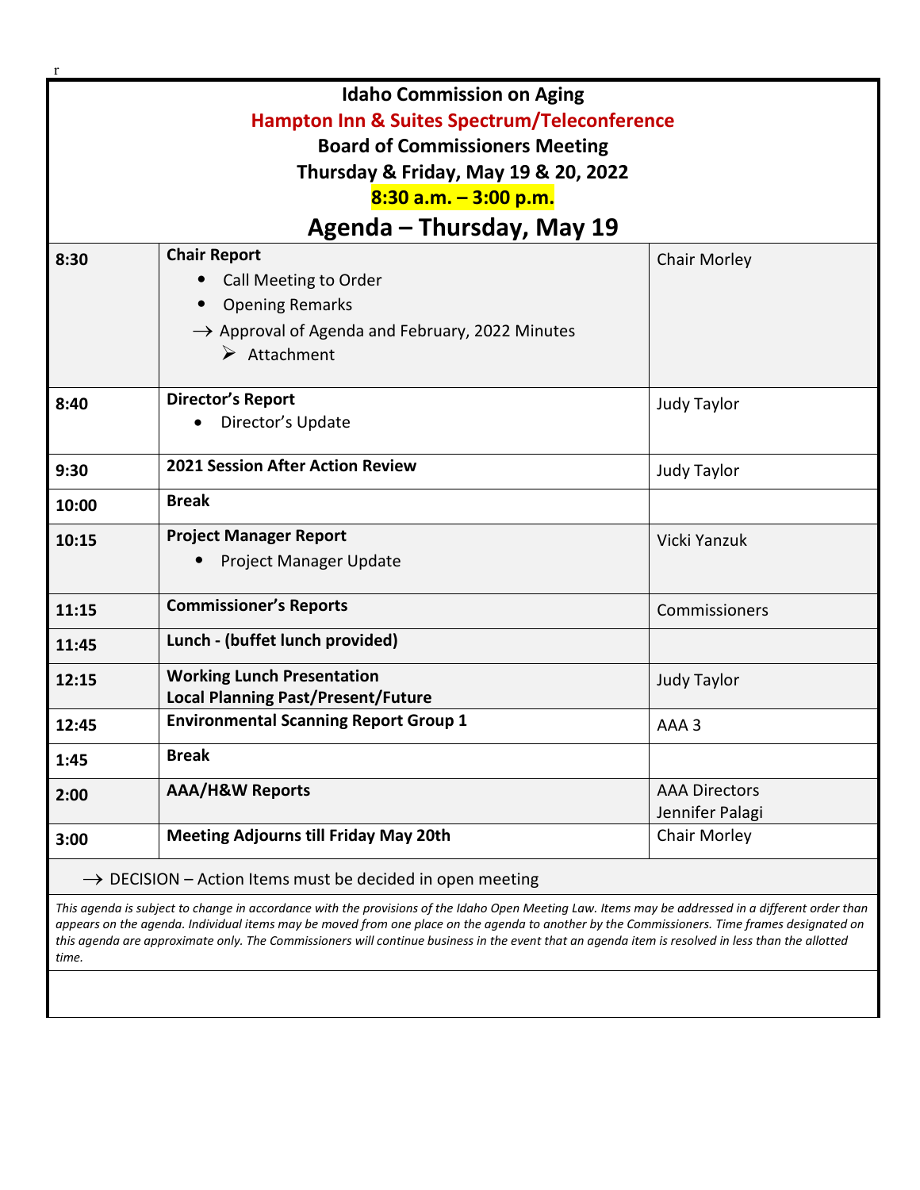# Idaho Commission on Aging

## Hampton Inn & Suites Spectrum/Teleconference

### Board of Commissioners Meeting

### Thursday & Friday, May 19 & 20, 2022

### 8:30 a.m. – 3:00 p.m.

## Agenda – Thursday, May 19

| Time | Item | Presenter |
|---|---|---|
| 8:30 | **Chair Report**<br>• Call Meeting to Order<br>• Opening Remarks<br>→ Approval of Agenda and February, 2022 Minutes<br>➢ Attachment | Chair Morley |
| 8:40 | **Director's Report**<br>• Director's Update | Judy Taylor |
| 9:30 | **2021 Session After Action Review** | Judy Taylor |
| 10:00 | **Break** | |
| 10:15 | **Project Manager Report**<br>• Project Manager Update | Vicki Yanzuk |
| 11:15 | **Commissioner's Reports** | Commissioners |
| 11:45 | **Lunch - (buffet lunch provided)** | |
| 12:15 | **Working Lunch Presentation**<br>**Local Planning Past/Present/Future** | Judy Taylor |
| 12:45 | **Environmental Scanning Report Group 1** | AAA 3 |
| 1:45 | **Break** | |
| 2:00 | **AAA/H&W Reports** | AAA Directors<br>Jennifer Palagi |
| 3:00 | **Meeting Adjourns till Friday May 20th** | Chair Morley |

→ DECISION – Action Items must be decided in open meeting

*This agenda is subject to change in accordance with the provisions of the Idaho Open Meeting Law. Items may be addressed in a different order than appears on the agenda. Individual items may be moved from one place on the agenda to another by the Commissioners. Time frames designated on this agenda are approximate only. The Commissioners will continue business in the event that an agenda item is resolved in less than the allotted time.*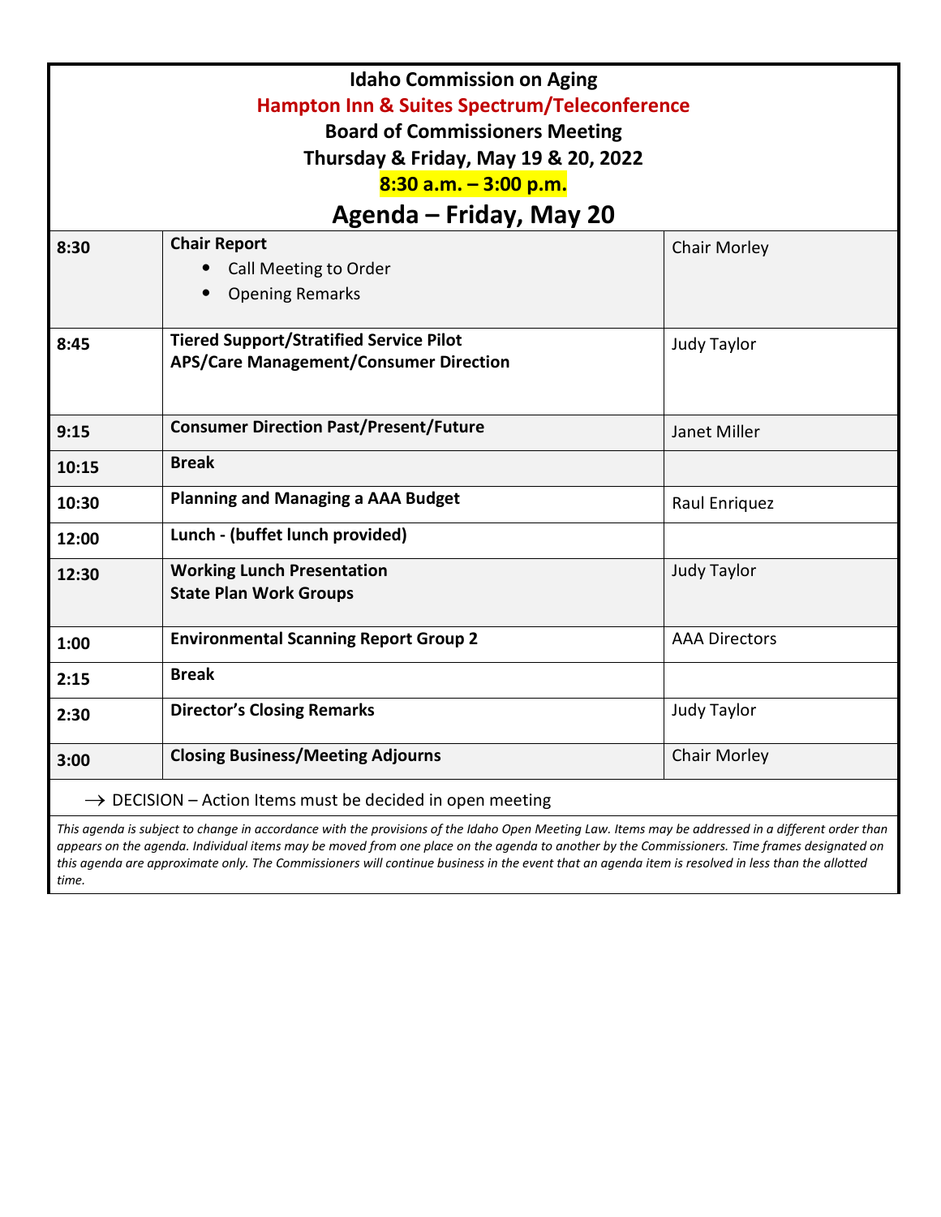**Idaho Commission on Aging**

**Hampton Inn & Suites Spectrum/Teleconference**

**Board of Commissioners Meeting**

**Thursday & Friday, May 19 & 20, 2022**

**8:30 a.m. – 3:00 p.m.**

## Agenda – Friday, May 20

| | | |
|---|---|---|
| 8:30 | **Chair Report**<br>• Call Meeting to Order<br>• Opening Remarks | Chair Morley |
| 8:45 | **Tiered Support/Stratified Service Pilot**<br>**APS/Care Management/Consumer Direction** | Judy Taylor |
| 9:15 | **Consumer Direction Past/Present/Future** | Janet Miller |
| 10:15 | **Break** | |
| 10:30 | **Planning and Managing a AAA Budget** | Raul Enriquez |
| 12:00 | **Lunch - (buffet lunch provided)** | |
| 12:30 | **Working Lunch Presentation**<br>**State Plan Work Groups** | Judy Taylor |
| 1:00 | **Environmental Scanning Report Group 2** | AAA Directors |
| 2:15 | **Break** | |
| 2:30 | **Director's Closing Remarks** | Judy Taylor |
| 3:00 | **Closing Business/Meeting Adjourns** | Chair Morley |

→ DECISION – Action Items must be decided in open meeting

*This agenda is subject to change in accordance with the provisions of the Idaho Open Meeting Law. Items may be addressed in a different order than appears on the agenda. Individual items may be moved from one place on the agenda to another by the Commissioners. Time frames designated on this agenda are approximate only. The Commissioners will continue business in the event that an agenda item is resolved in less than the allotted time.*